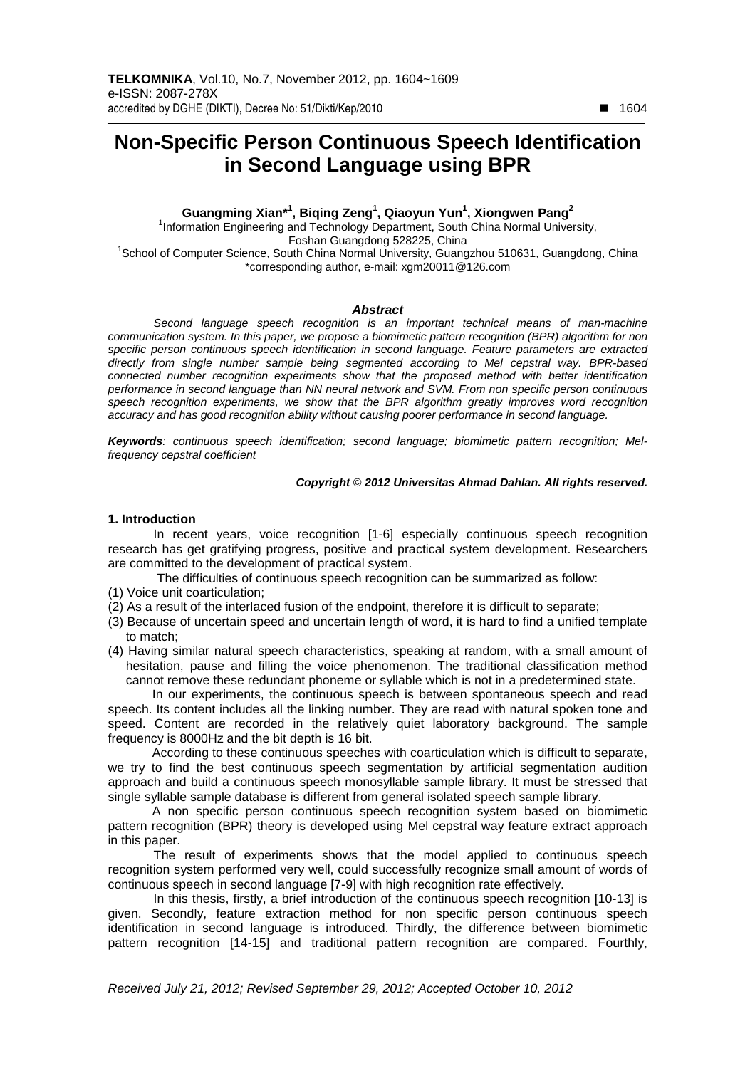# Non-Specific Person Continuous Speech Identification in Second Language using BPR

**Guangming Xian*[1], Biqing Zeng[1], Qiaoyun Yun[1], Xiongwen Pang[2]**

[1]Information Engineering and Technology Department, South China Normal University, Foshan Guangdong 528225, China
[1]School of Computer Science, South China Normal University, Guangzhou 510631, Guangdong, China
*corresponding author, e-mail: xgm20011@126.com

### *Abstract*

*Second language speech recognition is an important technical means of man-machine communication system. In this paper, we propose a biomimetic pattern recognition (BPR) algorithm for non specific person continuous speech identification in second language. Feature parameters are extracted directly from single number sample being segmented according to Mel cepstral way. BPR-based connected number recognition experiments show that the proposed method with better identification performance in second language than NN neural network and SVM. From non specific person continuous speech recognition experiments, we show that the BPR algorithm greatly improves word recognition accuracy and has good recognition ability without causing poorer performance in second language.*

***Keywords****: continuous speech identification; second language; biomimetic pattern recognition; Mel-frequency cepstral coefficient*

***Copyright © 2012 Universitas Ahmad Dahlan. All rights reserved.***

## 1. Introduction

In recent years, voice recognition [1-6] especially continuous speech recognition research has get gratifying progress, positive and practical system development. Researchers are committed to the development of practical system.

The difficulties of continuous speech recognition can be summarized as follow:

(1) Voice unit coarticulation;
(2) As a result of the interlaced fusion of the endpoint, therefore it is difficult to separate;
(3) Because of uncertain speed and uncertain length of word, it is hard to find a unified template to match;
(4) Having similar natural speech characteristics, speaking at random, with a small amount of hesitation, pause and filling the voice phenomenon. The traditional classification method cannot remove these redundant phoneme or syllable which is not in a predetermined state.

In our experiments, the continuous speech is between spontaneous speech and read speech. Its content includes all the linking number. They are read with natural spoken tone and speed. Content are recorded in the relatively quiet laboratory background. The sample frequency is 8000Hz and the bit depth is 16 bit.

According to these continuous speeches with coarticulation which is difficult to separate, we try to find the best continuous speech segmentation by artificial segmentation audition approach and build a continuous speech monosyllable sample library. It must be stressed that single syllable sample database is different from general isolated speech sample library.

A non specific person continuous speech recognition system based on biomimetic pattern recognition (BPR) theory is developed using Mel cepstral way feature extract approach in this paper.

The result of experiments shows that the model applied to continuous speech recognition system performed very well, could successfully recognize small amount of words of continuous speech in second language [7-9] with high recognition rate effectively.

In this thesis, firstly, a brief introduction of the continuous speech recognition [10-13] is given. Secondly, feature extraction method for non specific person continuous speech identification in second language is introduced. Thirdly, the difference between biomimetic pattern recognition [14-15] and traditional pattern recognition are compared. Fourthly,

*Received July 21, 2012; Revised September 29, 2012; Accepted October 10, 2012*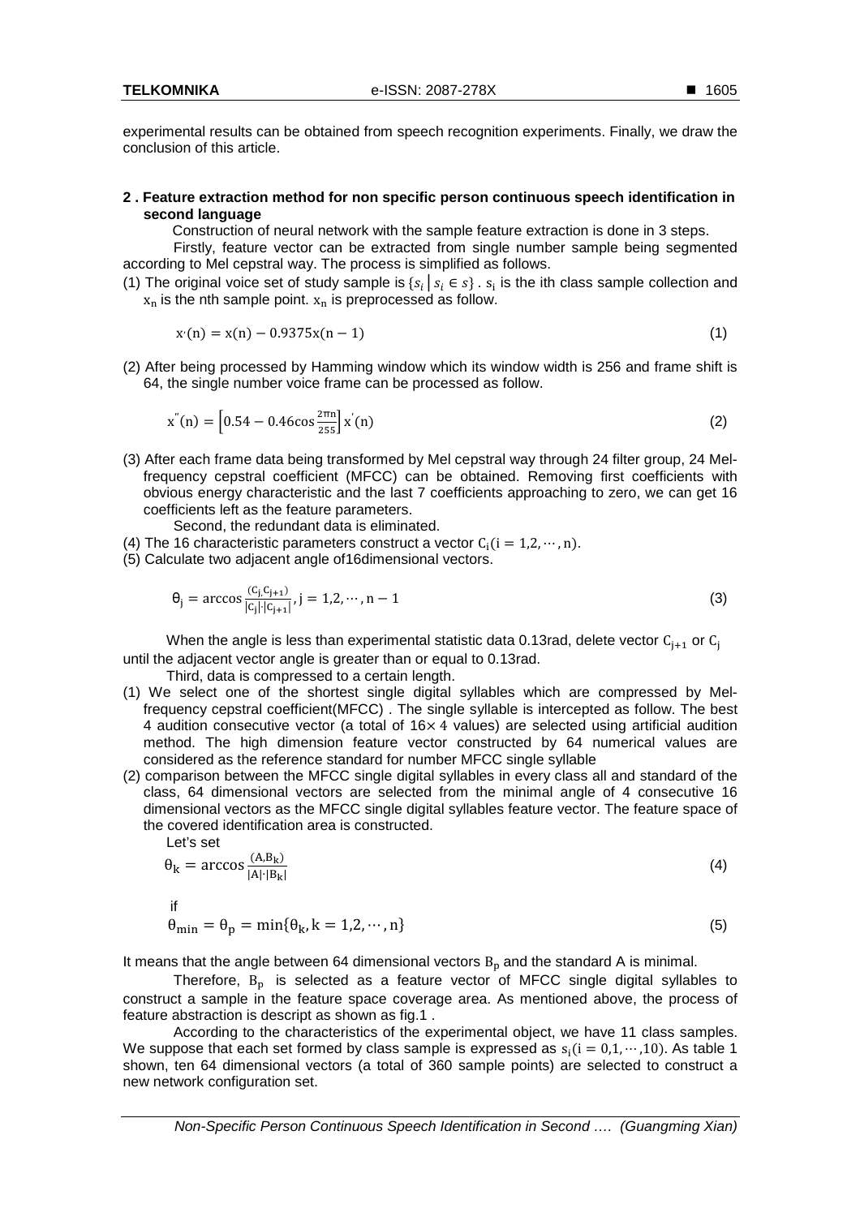experimental results can be obtained from speech recognition experiments. Finally, we draw the conclusion of this article.

## 2 . Feature extraction method for non specific person continuous speech identification in second language

Construction of neural network with the sample feature extraction is done in 3 steps.

Firstly, feature vector can be extracted from single number sample being segmented according to Mel cepstral way. The process is simplified as follows.

(1) The original voice set of study sample is $\{s_i \mid s_i \in s\}$ . $s_i$ is the ith class sample collection and $x_n$ is the nth sample point. $x_n$ is preprocessed as follow.

$$x'(n) = x(n) - 0.9375x(n-1) \tag{1}$$

(2) After being processed by Hamming window which its window width is 256 and frame shift is 64, the single number voice frame can be processed as follow.

$$x''(n) = \left[0.54 - 0.46\cos\frac{2\pi n}{255}\right] x'(n) \tag{2}$$

(3) After each frame data being transformed by Mel cepstral way through 24 filter group, 24 Mel-frequency cepstral coefficient (MFCC) can be obtained. Removing first coefficients with obvious energy characteristic and the last 7 coefficients approaching to zero, we can get 16 coefficients left as the feature parameters.

Second, the redundant data is eliminated.

(4) The 16 characteristic parameters construct a vector $C_i (i = 1,2,\cdots,n)$.

(5) Calculate two adjacent angle of16dimensional vectors.

$$\theta_j = \arccos\frac{(C_j, C_{j+1})}{|C_j| \cdot |C_{j+1}|}, j = 1,2,\cdots,n-1 \tag{3}$$

When the angle is less than experimental statistic data 0.13rad, delete vector $C_{j+1}$ or $C_j$ until the adjacent vector angle is greater than or equal to 0.13rad.

Third, data is compressed to a certain length.

(1) We select one of the shortest single digital syllables which are compressed by Mel-frequency cepstral coefficient(MFCC) . The single syllable is intercepted as follow. The best 4 audition consecutive vector (a total of $16\times 4$ values) are selected using artificial audition method. The high dimension feature vector constructed by 64 numerical values are considered as the reference standard for number MFCC single syllable

(2) comparison between the MFCC single digital syllables in every class all and standard of the class, 64 dimensional vectors are selected from the minimal angle of 4 consecutive 16 dimensional vectors as the MFCC single digital syllables feature vector. The feature space of the covered identification area is constructed.

Let's set

$$\theta_k = \arccos\frac{(A, B_k)}{|A| \cdot |B_k|} \tag{4}$$

if

$$\theta_{min} = \theta_p = \min\{\theta_k, k = 1,2,\cdots,n\} \tag{5}$$

It means that the angle between 64 dimensional vectors $B_p$ and the standard A is minimal.

Therefore, $B_p$ is selected as a feature vector of MFCC single digital syllables to construct a sample in the feature space coverage area. As mentioned above, the process of feature abstraction is descript as shown as fig.1 .

According to the characteristics of the experimental object, we have 11 class samples. We suppose that each set formed by class sample is expressed as $s_i (i = 0,1,\cdots,10)$. As table 1 shown, ten 64 dimensional vectors (a total of 360 sample points) are selected to construct a new network configuration set.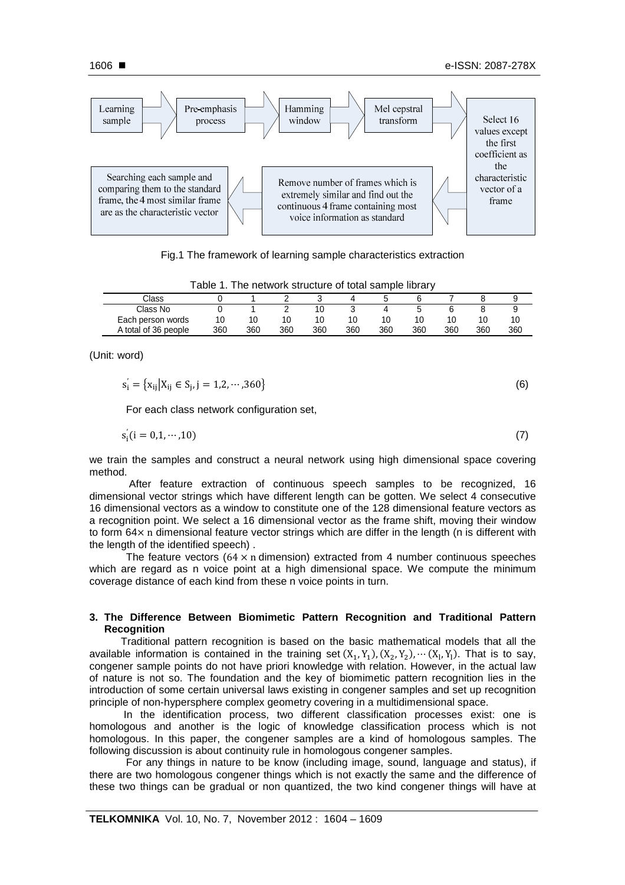Learning sample → Pre-emphasis process → Hamming window → Mel cepstral transform → Select 16 values except the first coefficient as the characteristic vector of a frame → Remove number of frames which is extremely similar and find out the continuous 4 frame containing most voice information as standard → Searching each sample and comparing them to the standard frame, the 4 most similar frame are as the characteristic vector

Fig.1 The framework of learning sample characteristics extraction

Table 1. The network structure of total sample library

| Class | 0 | 1 | 2 | 3 | 4 | 5 | 6 | 7 | 8 | 9 |
|---|---|---|---|---|---|---|---|---|---|---|
| Class No | 0 | 1 | 2 | 10 | 3 | 4 | 5 | 6 | 8 | 9 |
| Each person words | 10 | 10 | 10 | 10 | 10 | 10 | 10 | 10 | 10 | 10 |
| A total of 36 people | 360 | 360 | 360 | 360 | 360 | 360 | 360 | 360 | 360 | 360 |

(Unit: word)

$$s_i^{'} = \{x_{ij} | X_{ij} \in S_j, j = 1,2,\cdots,360\} \quad (6)$$

For each class network configuration set,

$$s_i^{'}(i = 0,1,\cdots,10) \quad (7)$$

we train the samples and construct a neural network using high dimensional space covering method.

After feature extraction of continuous speech samples to be recognized, 16 dimensional vector strings which have different length can be gotten. We select 4 consecutive 16 dimensional vectors as a window to constitute one of the 128 dimensional feature vectors as a recognition point. We select a 16 dimensional vector as the frame shift, moving their window to form $64\times n$ dimensional feature vector strings which are differ in the length (n is different with the length of the identified speech) .

The feature vectors ($64 \times n$ dimension) extracted from 4 number continuous speeches which are regard as n voice point at a high dimensional space. We compute the minimum coverage distance of each kind from these n voice points in turn.

## 3. The Difference Between Biomimetic Pattern Recognition and Traditional Pattern Recognition

Traditional pattern recognition is based on the basic mathematical models that all the available information is contained in the training set $(X_1, Y_1), (X_2, Y_2), \cdots (X_l, Y_l)$. That is to say, congener sample points do not have priori knowledge with relation. However, in the actual law of nature is not so. The foundation and the key of biomimetic pattern recognition lies in the introduction of some certain universal laws existing in congener samples and set up recognition principle of non-hypersphere complex geometry covering in a multidimensional space.

In the identification process, two different classification processes exist: one is homologous and another is the logic of knowledge classification process which is not homologous. In this paper, the congener samples are a kind of homologous samples. The following discussion is about continuity rule in homologous congener samples.

For any things in nature to be know (including image, sound, language and status), if there are two homologous congener things which is not exactly the same and the difference of these two things can be gradual or non quantized, the two kind congener things will have at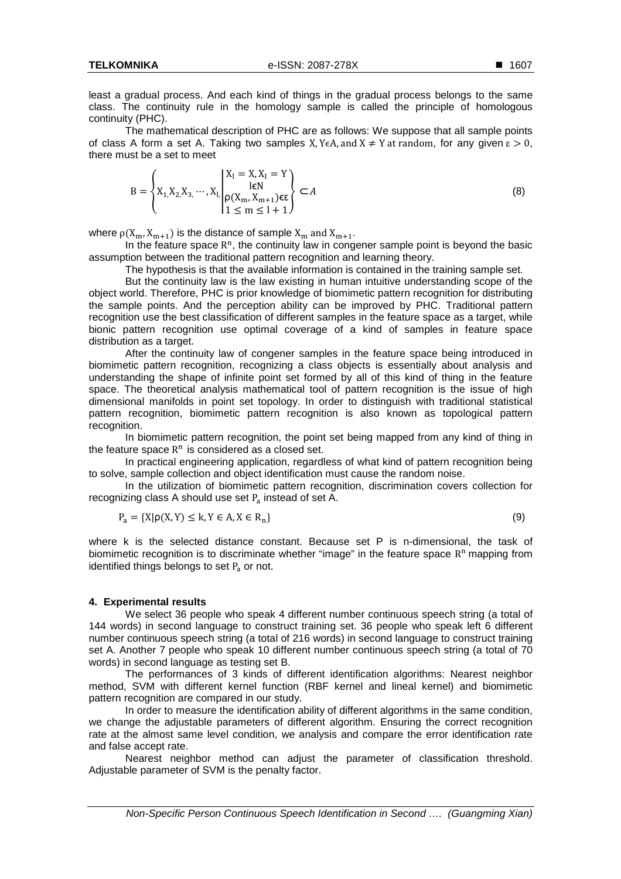least a gradual process. And each kind of things in the gradual process belongs to the same class. The continuity rule in the homology sample is called the principle of homologous continuity (PHC).

The mathematical description of PHC are as follows: We suppose that all sample points of class A form a set A. Taking two samples $X, Y \epsilon A, \text{and } X \neq Y$ at random, for any given $\varepsilon > 0$, there must be a set to meet

$$B = \left\{ X_1, X_2, X_3, \cdots, X_l, \left| \begin{matrix} X_l = X, X_l = Y \\ l \epsilon N \\ \rho(X_m, X_{m+1}) \epsilon \varepsilon \\ 1 \leq m \leq l+1 \end{matrix} \right. \right\} \subset A \tag{8}$$

where $\rho(X_m, X_{m+1})$ is the distance of sample $X_m$ and $X_{m+1}$.

In the feature space $R^n$, the continuity law in congener sample point is beyond the basic assumption between the traditional pattern recognition and learning theory.

The hypothesis is that the available information is contained in the training sample set.

But the continuity law is the law existing in human intuitive understanding scope of the object world. Therefore, PHC is prior knowledge of biomimetic pattern recognition for distributing the sample points. And the perception ability can be improved by PHC. Traditional pattern recognition use the best classification of different samples in the feature space as a target, while bionic pattern recognition use optimal coverage of a kind of samples in feature space distribution as a target.

After the continuity law of congener samples in the feature space being introduced in biomimetic pattern recognition, recognizing a class objects is essentially about analysis and understanding the shape of infinite point set formed by all of this kind of thing in the feature space. The theoretical analysis mathematical tool of pattern recognition is the issue of high dimensional manifolds in point set topology. In order to distinguish with traditional statistical pattern recognition, biomimetic pattern recognition is also known as topological pattern recognition.

In biomimetic pattern recognition, the point set being mapped from any kind of thing in the feature space $R^n$ is considered as a closed set.

In practical engineering application, regardless of what kind of pattern recognition being to solve, sample collection and object identification must cause the random noise.

In the utilization of biomimetic pattern recognition, discrimination covers collection for recognizing class A should use set $P_a$ instead of set A.

$$P_a = \{X | \rho(X, Y) \leq k, Y \in A, X \in R_n\} \tag{9}$$

where k is the selected distance constant. Because set P is n-dimensional, the task of biomimetic recognition is to discriminate whether "image" in the feature space $R^n$ mapping from identified things belongs to set $P_a$ or not.

## 4. Experimental results

We select 36 people who speak 4 different number continuous speech string (a total of 144 words) in second language to construct training set. 36 people who speak left 6 different number continuous speech string (a total of 216 words) in second language to construct training set A. Another 7 people who speak 10 different number continuous speech string (a total of 70 words) in second language as testing set B.

The performances of 3 kinds of different identification algorithms: Nearest neighbor method, SVM with different kernel function (RBF kernel and lineal kernel) and biomimetic pattern recognition are compared in our study.

In order to measure the identification ability of different algorithms in the same condition, we change the adjustable parameters of different algorithm. Ensuring the correct recognition rate at the almost same level condition, we analysis and compare the error identification rate and false accept rate.

Nearest neighbor method can adjust the parameter of classification threshold. Adjustable parameter of SVM is the penalty factor.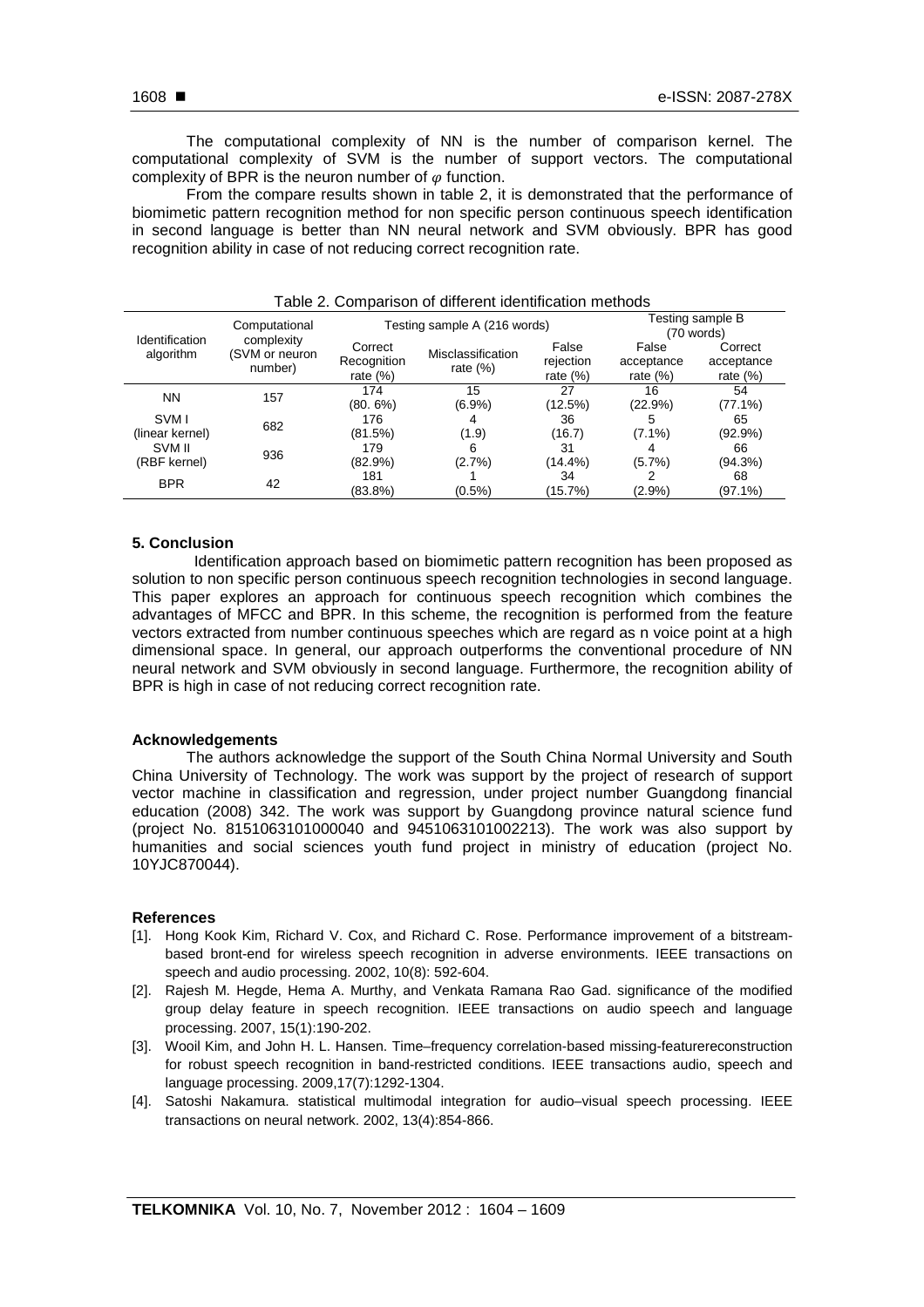The computational complexity of NN is the number of comparison kernel. The computational complexity of SVM is the number of support vectors. The computational complexity of BPR is the neuron number of $\varphi$ function.

From the compare results shown in table 2, it is demonstrated that the performance of biomimetic pattern recognition method for non specific person continuous speech identification in second language is better than NN neural network and SVM obviously. BPR has good recognition ability in case of not reducing correct recognition rate.

Table 2. Comparison of different identification methods

| Identification algorithm | Computational complexity (SVM or neuron number) | Testing sample A (216 words) | | | Testing sample B (70 words) | |
|---|---|---|---|---|---|---|
| | | Correct Recognition rate (%) | Misclassification rate (%) | False rejection rate (%) | False acceptance rate (%) | Correct acceptance rate (%) |
| NN | 157 | 174 (80. 6%) | 15 (6.9%) | 27 (12.5%) | 16 (22.9%) | 54 (77.1%) |
| SVM I (linear kernel) | 682 | 176 (81.5%) | 4 (1.9) | 36 (16.7) | 5 (7.1%) | 65 (92.9%) |
| SVM II (RBF kernel) | 936 | 179 (82.9%) | 6 (2.7%) | 31 (14.4%) | 4 (5.7%) | 66 (94.3%) |
| BPR | 42 | 181 (83.8%) | 1 (0.5%) | 34 (15.7%) | 2 (2.9%) | 68 (97.1%) |

## 5. Conclusion

Identification approach based on biomimetic pattern recognition has been proposed as solution to non specific person continuous speech recognition technologies in second language. This paper explores an approach for continuous speech recognition which combines the advantages of MFCC and BPR. In this scheme, the recognition is performed from the feature vectors extracted from number continuous speeches which are regard as n voice point at a high dimensional space. In general, our approach outperforms the conventional procedure of NN neural network and SVM obviously in second language. Furthermore, the recognition ability of BPR is high in case of not reducing correct recognition rate.

## Acknowledgements

The authors acknowledge the support of the South China Normal University and South China University of Technology. The work was support by the project of research of support vector machine in classification and regression, under project number Guangdong financial education (2008) 342. The work was support by Guangdong province natural science fund (project No. 8151063101000040 and 9451063101002213). The work was also support by humanities and social sciences youth fund project in ministry of education (project No. 10YJC870044).

## References

[1]. Hong Kook Kim, Richard V. Cox, and Richard C. Rose. Performance improvement of a bitstream-based bront-end for wireless speech recognition in adverse environments. IEEE transactions on speech and audio processing. 2002, 10(8): 592-604.

[2]. Rajesh M. Hegde, Hema A. Murthy, and Venkata Ramana Rao Gad. significance of the modified group delay feature in speech recognition. IEEE transactions on audio speech and language processing. 2007, 15(1):190-202.

[3]. Wooil Kim, and John H. L. Hansen. Time–frequency correlation-based missing-featurereconstruction for robust speech recognition in band-restricted conditions. IEEE transactions audio, speech and language processing. 2009,17(7):1292-1304.

[4]. Satoshi Nakamura. statistical multimodal integration for audio–visual speech processing. IEEE transactions on neural network. 2002, 13(4):854-866.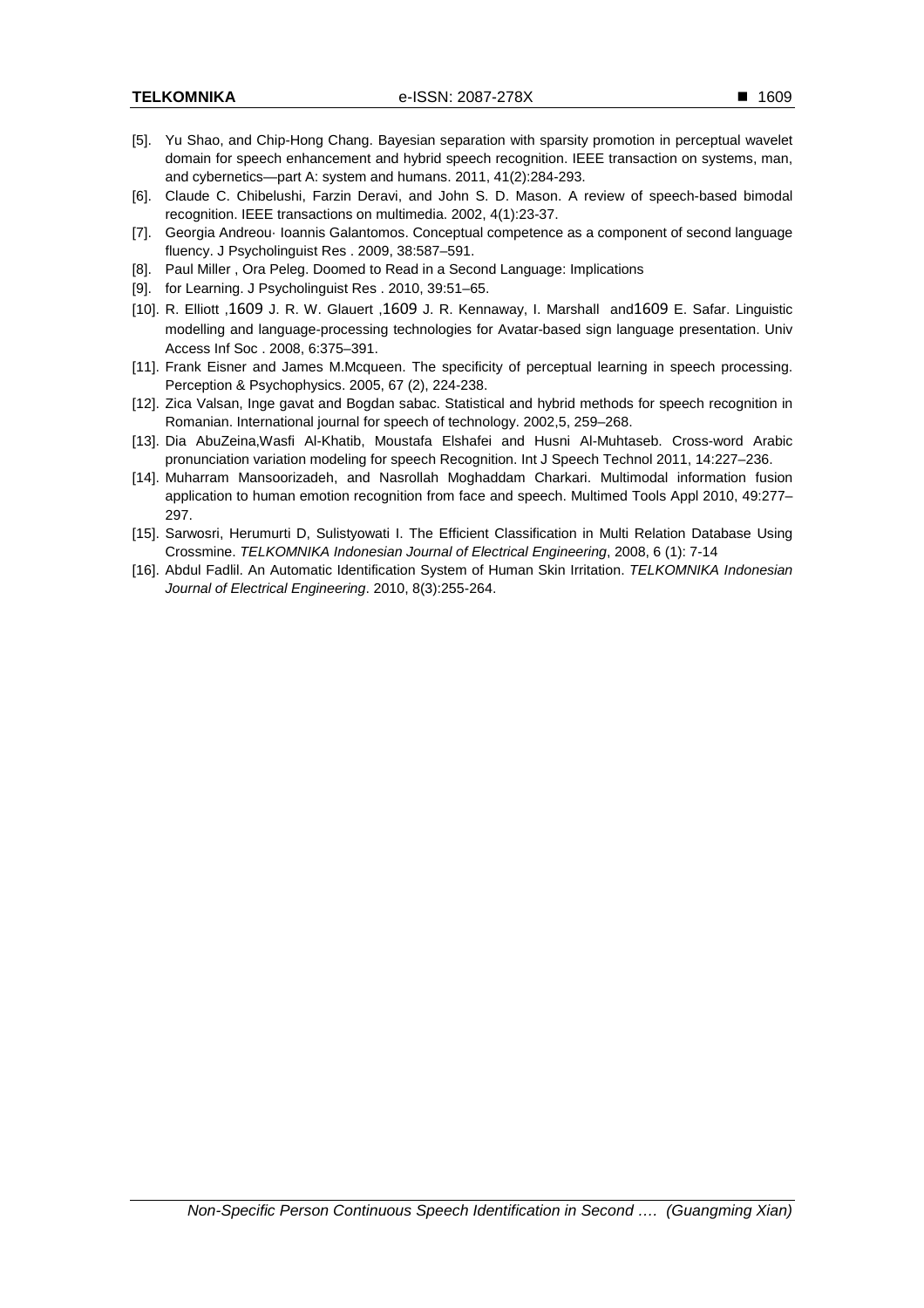[5]. Yu Shao, and Chip-Hong Chang. Bayesian separation with sparsity promotion in perceptual wavelet domain for speech enhancement and hybrid speech recognition. IEEE transaction on systems, man, and cybernetics—part A: system and humans. 2011, 41(2):284-293.

[6]. Claude C. Chibelushi, Farzin Deravi, and John S. D. Mason. A review of speech-based bimodal recognition. IEEE transactions on multimedia. 2002, 4(1):23-37.

[7]. Georgia Andreou· Ioannis Galantomos. Conceptual competence as a component of second language fluency. J Psycholinguist Res . 2009, 38:587–591.

[8]. Paul Miller , Ora Peleg. Doomed to Read in a Second Language: Implications

[9]. for Learning. J Psycholinguist Res . 2010, 39:51–65.

[10]. R. Elliott ,1609 J. R. W. Glauert ,1609 J. R. Kennaway, I. Marshall and1609 E. Safar. Linguistic modelling and language-processing technologies for Avatar-based sign language presentation. Univ Access Inf Soc . 2008, 6:375–391.

[11]. Frank Eisner and James M.Mcqueen. The specificity of perceptual learning in speech processing. Perception & Psychophysics. 2005, 67 (2), 224-238.

[12]. Zica Valsan, Inge gavat and Bogdan sabac. Statistical and hybrid methods for speech recognition in Romanian. International journal for speech of technology. 2002,5, 259–268.

[13]. Dia AbuZeina,Wasfi Al-Khatib, Moustafa Elshafei and Husni Al-Muhtaseb. Cross-word Arabic pronunciation variation modeling for speech Recognition. Int J Speech Technol 2011, 14:227–236.

[14]. Muharram Mansoorizadeh, and Nasrollah Moghaddam Charkari. Multimodal information fusion application to human emotion recognition from face and speech. Multimed Tools Appl 2010, 49:277–297.

[15]. Sarwosri, Herumurti D, Sulistyowati I. The Efficient Classification in Multi Relation Database Using Crossmine. *TELKOMNIKA Indonesian Journal of Electrical Engineering*, 2008, 6 (1): 7-14

[16]. Abdul Fadlil. An Automatic Identification System of Human Skin Irritation. *TELKOMNIKA Indonesian Journal of Electrical Engineering*. 2010, 8(3):255-264.